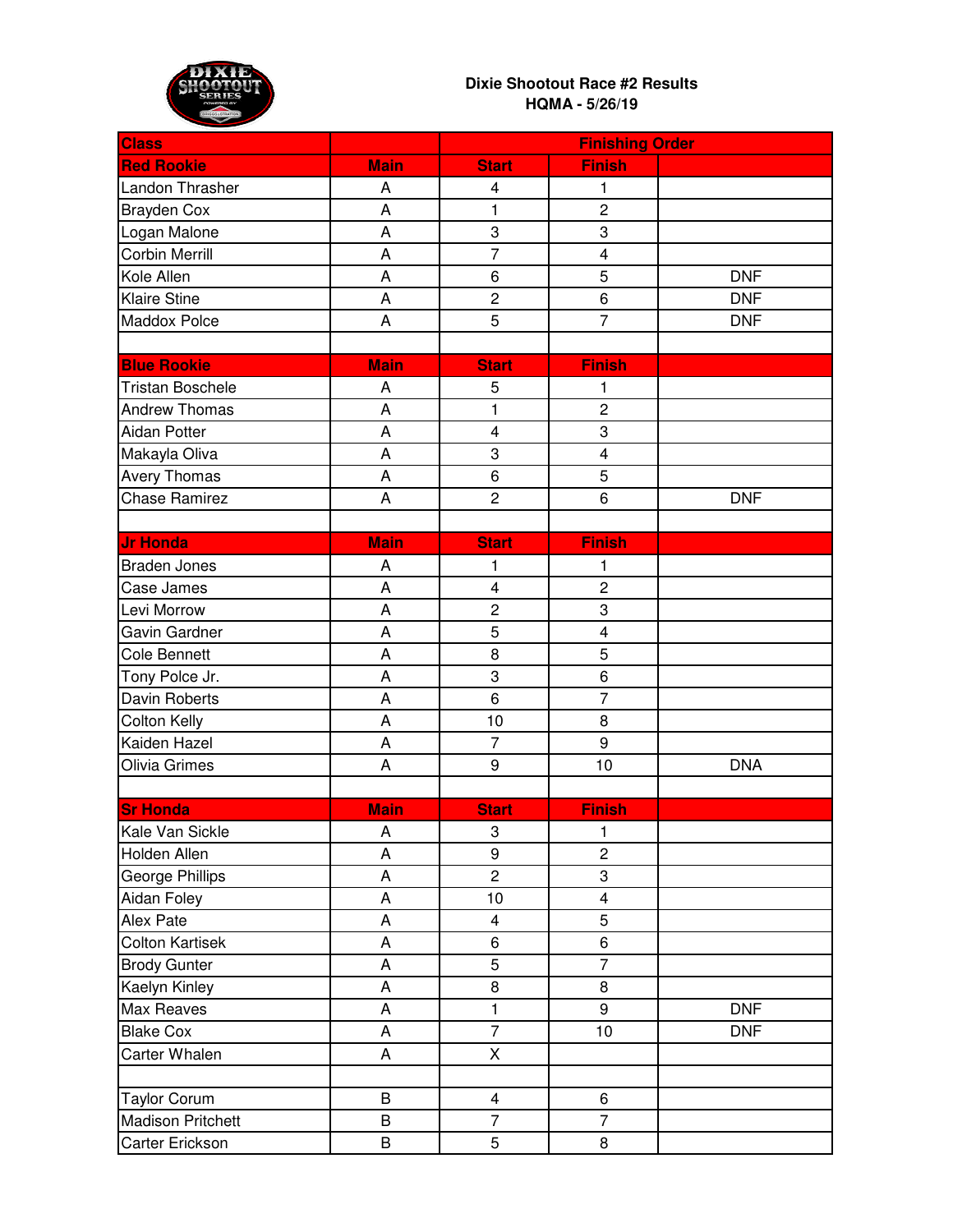**Dixie Shootout Race #2 Results**
**HQMA - 5/26/19**

| Class | | Finishing Order | | |
|---|---|---|---|---|
| **Red Rookie** | **Main** | **Start** | **Finish** | |
| Landon Thrasher | A | 4 | 1 | |
| Brayden Cox | A | 1 | 2 | |
| Logan Malone | A | 3 | 3 | |
| Corbin Merrill | A | 7 | 4 | |
| Kole Allen | A | 6 | 5 | DNF |
| Klaire Stine | A | 2 | 6 | DNF |
| Maddox Polce | A | 5 | 7 | DNF |
| | | | | |
| **Blue Rookie** | **Main** | **Start** | **Finish** | |
| Tristan Boschele | A | 5 | 1 | |
| Andrew Thomas | A | 1 | 2 | |
| Aidan Potter | A | 4 | 3 | |
| Makayla Oliva | A | 3 | 4 | |
| Avery Thomas | A | 6 | 5 | |
| Chase Ramirez | A | 2 | 6 | DNF |
| | | | | |
| **Jr Honda** | **Main** | **Start** | **Finish** | |
| Braden Jones | A | 1 | 1 | |
| Case James | A | 4 | 2 | |
| Levi Morrow | A | 2 | 3 | |
| Gavin Gardner | A | 5 | 4 | |
| Cole Bennett | A | 8 | 5 | |
| Tony Polce Jr. | A | 3 | 6 | |
| Davin Roberts | A | 6 | 7 | |
| Colton Kelly | A | 10 | 8 | |
| Kaiden Hazel | A | 7 | 9 | |
| Olivia Grimes | A | 9 | 10 | DNA |
| | | | | |
| **Sr Honda** | **Main** | **Start** | **Finish** | |
| Kale Van Sickle | A | 3 | 1 | |
| Holden Allen | A | 9 | 2 | |
| George Phillips | A | 2 | 3 | |
| Aidan Foley | A | 10 | 4 | |
| Alex Pate | A | 4 | 5 | |
| Colton Kartisek | A | 6 | 6 | |
| Brody Gunter | A | 5 | 7 | |
| Kaelyn Kinley | A | 8 | 8 | |
| Max Reaves | A | 1 | 9 | DNF |
| Blake Cox | A | 7 | 10 | DNF |
| Carter Whalen | A | X | | |
| | | | | |
| Taylor Corum | B | 4 | 6 | |
| Madison Pritchett | B | 7 | 7 | |
| Carter Erickson | B | 5 | 8 | |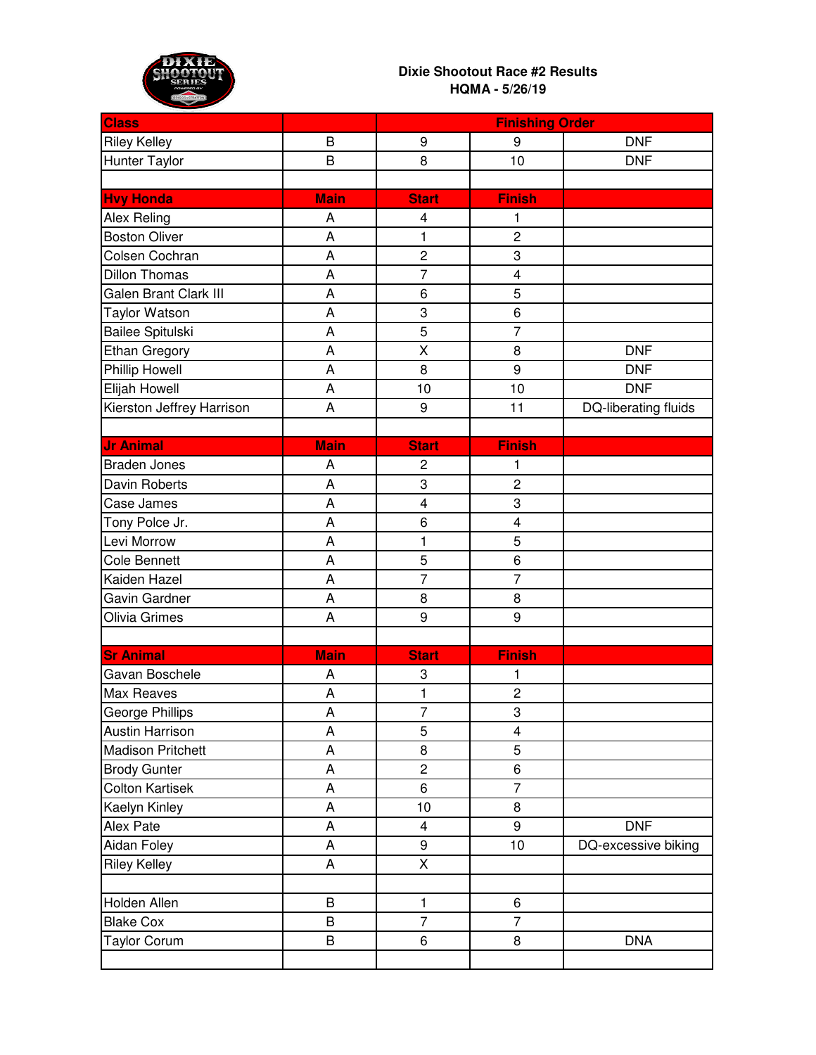**Dixie Shootout Race #2 Results**
**HQMA - 5/26/19**

| Class | | Finishing Order | | |
|---|---|---|---|---|
| Riley Kelley | B | 9 | 9 | DNF |
| Hunter Taylor | B | 8 | 10 | DNF |
| | | | | |
| **Hvy Honda** | **Main** | **Start** | **Finish** | |
| Alex Reling | A | 4 | 1 | |
| Boston Oliver | A | 1 | 2 | |
| Colsen Cochran | A | 2 | 3 | |
| Dillon Thomas | A | 7 | 4 | |
| Galen Brant Clark III | A | 6 | 5 | |
| Taylor Watson | A | 3 | 6 | |
| Bailee Spitulski | A | 5 | 7 | |
| Ethan Gregory | A | X | 8 | DNF |
| Phillip Howell | A | 8 | 9 | DNF |
| Elijah Howell | A | 10 | 10 | DNF |
| Kierston Jeffrey Harrison | A | 9 | 11 | DQ-liberating fluids |
| | | | | |
| **Jr Animal** | **Main** | **Start** | **Finish** | |
| Braden Jones | A | 2 | 1 | |
| Davin Roberts | A | 3 | 2 | |
| Case James | A | 4 | 3 | |
| Tony Polce Jr. | A | 6 | 4 | |
| Levi Morrow | A | 1 | 5 | |
| Cole Bennett | A | 5 | 6 | |
| Kaiden Hazel | A | 7 | 7 | |
| Gavin Gardner | A | 8 | 8 | |
| Olivia Grimes | A | 9 | 9 | |
| | | | | |
| **Sr Animal** | **Main** | **Start** | **Finish** | |
| Gavan Boschele | A | 3 | 1 | |
| Max Reaves | A | 1 | 2 | |
| George Phillips | A | 7 | 3 | |
| Austin Harrison | A | 5 | 4 | |
| Madison Pritchett | A | 8 | 5 | |
| Brody Gunter | A | 2 | 6 | |
| Colton Kartisek | A | 6 | 7 | |
| Kaelyn Kinley | A | 10 | 8 | |
| Alex Pate | A | 4 | 9 | DNF |
| Aidan Foley | A | 9 | 10 | DQ-excessive biking |
| Riley Kelley | A | X | | |
| | | | | |
| Holden Allen | B | 1 | 6 | |
| Blake Cox | B | 7 | 7 | |
| Taylor Corum | B | 6 | 8 | DNA |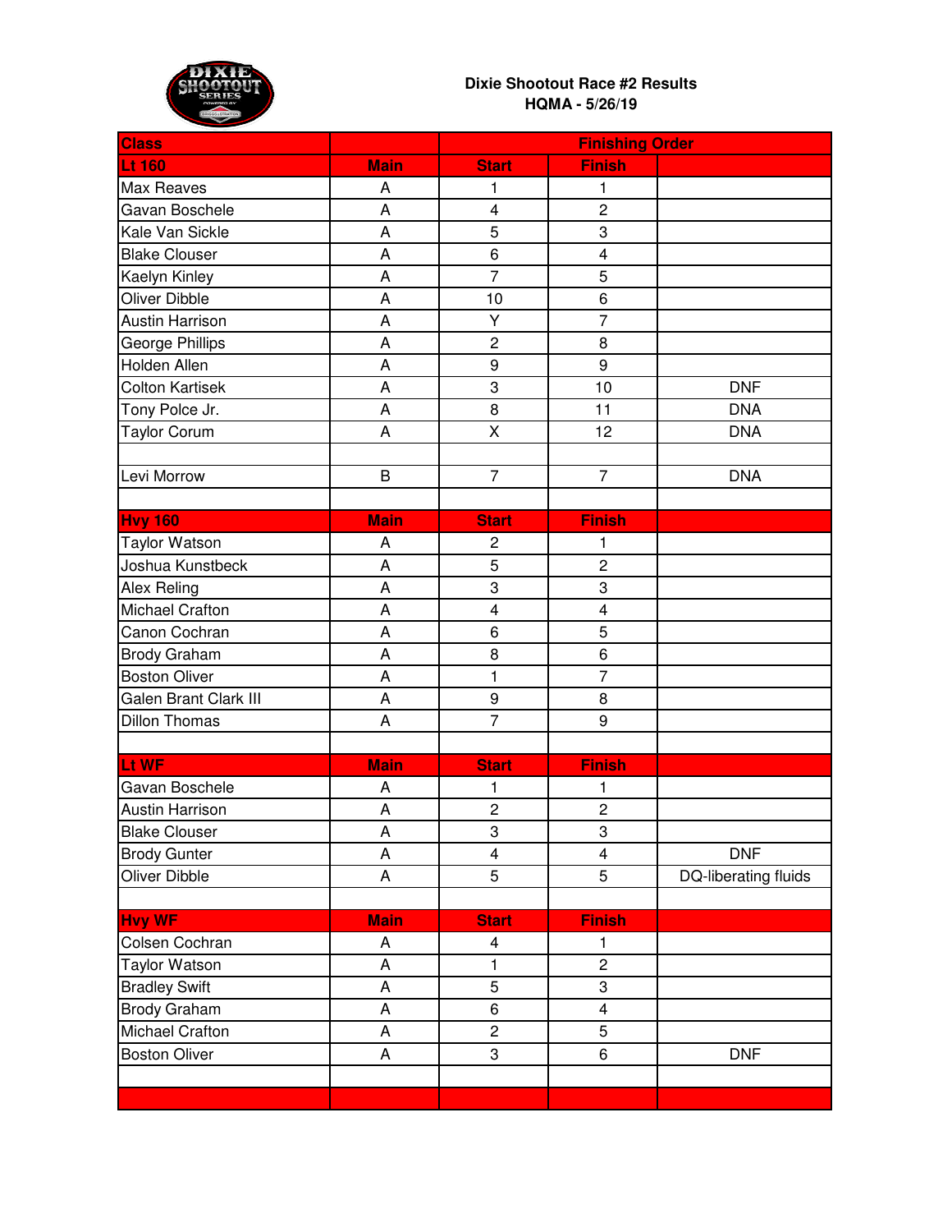**Dixie Shootout Race #2 Results**
**HQMA - 5/26/19**

| Class | | Finishing Order | | |
|---|---|---|---|---|
| **Lt 160** | **Main** | **Start** | **Finish** | |
| Max Reaves | A | 1 | 1 | |
| Gavan Boschele | A | 4 | 2 | |
| Kale Van Sickle | A | 5 | 3 | |
| Blake Clouser | A | 6 | 4 | |
| Kaelyn Kinley | A | 7 | 5 | |
| Oliver Dibble | A | 10 | 6 | |
| Austin Harrison | A | Y | 7 | |
| George Phillips | A | 2 | 8 | |
| Holden Allen | A | 9 | 9 | |
| Colton Kartisek | A | 3 | 10 | DNF |
| Tony Polce Jr. | A | 8 | 11 | DNA |
| Taylor Corum | A | X | 12 | DNA |
| | | | | |
| Levi Morrow | B | 7 | 7 | DNA |
| | | | | |
| **Hvy 160** | **Main** | **Start** | **Finish** | |
| Taylor Watson | A | 2 | 1 | |
| Joshua Kunstbeck | A | 5 | 2 | |
| Alex Reling | A | 3 | 3 | |
| Michael Crafton | A | 4 | 4 | |
| Canon Cochran | A | 6 | 5 | |
| Brody Graham | A | 8 | 6 | |
| Boston Oliver | A | 1 | 7 | |
| Galen Brant Clark III | A | 9 | 8 | |
| Dillon Thomas | A | 7 | 9 | |
| | | | | |
| **Lt WF** | **Main** | **Start** | **Finish** | |
| Gavan Boschele | A | 1 | 1 | |
| Austin Harrison | A | 2 | 2 | |
| Blake Clouser | A | 3 | 3 | |
| Brody Gunter | A | 4 | 4 | DNF |
| Oliver Dibble | A | 5 | 5 | DQ-liberating fluids |
| | | | | |
| **Hvy WF** | **Main** | **Start** | **Finish** | |
| Colsen Cochran | A | 4 | 1 | |
| Taylor Watson | A | 1 | 2 | |
| Bradley Swift | A | 5 | 3 | |
| Brody Graham | A | 6 | 4 | |
| Michael Crafton | A | 2 | 5 | |
| Boston Oliver | A | 3 | 6 | DNF |